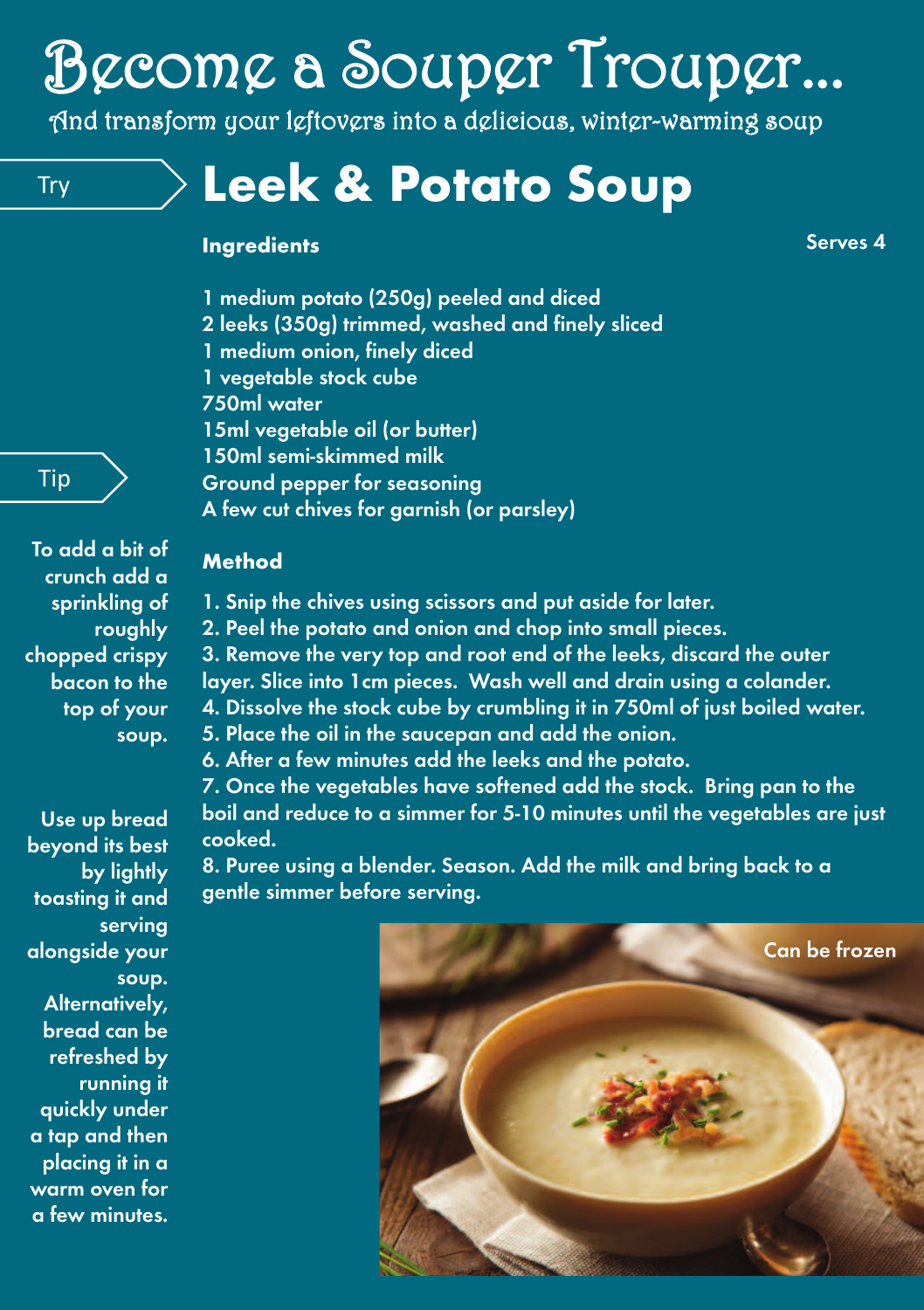# Become a Souper Trouper...

And transform your leftovers into a delicious, winter-warming soup

Try

## Leek & Potato Soup

**Ingredients**

Serves 4

1 medium potato (250g) peeled and diced
2 leeks (350g) trimmed, washed and finely sliced
1 medium onion, finely diced
1 vegetable stock cube
750ml water
15ml vegetable oil (or butter)
150ml semi-skimmed milk
Ground pepper for seasoning
A few cut chives for garnish (or parsley)

**Method**

1. Snip the chives using scissors and put aside for later.
2. Peel the potato and onion and chop into small pieces.
3. Remove the very top and root end of the leeks, discard the outer layer. Slice into 1cm pieces. Wash well and drain using a colander.
4. Dissolve the stock cube by crumbling it in 750ml of just boiled water.
5. Place the oil in the saucepan and add the onion.
6. After a few minutes add the leeks and the potato.
7. Once the vegetables have softened add the stock. Bring pan to the boil and reduce to a simmer for 5-10 minutes until the vegetables are just cooked.
8. Puree using a blender. Season. Add the milk and bring back to a gentle simmer before serving.

Tip

To add a bit of crunch add a sprinkling of roughly chopped crispy bacon to the top of your soup.

Use up bread beyond its best by lightly toasting it and serving alongside your soup. Alternatively, bread can be refreshed by running it quickly under a tap and then placing it in a warm oven for a few minutes.

Can be frozen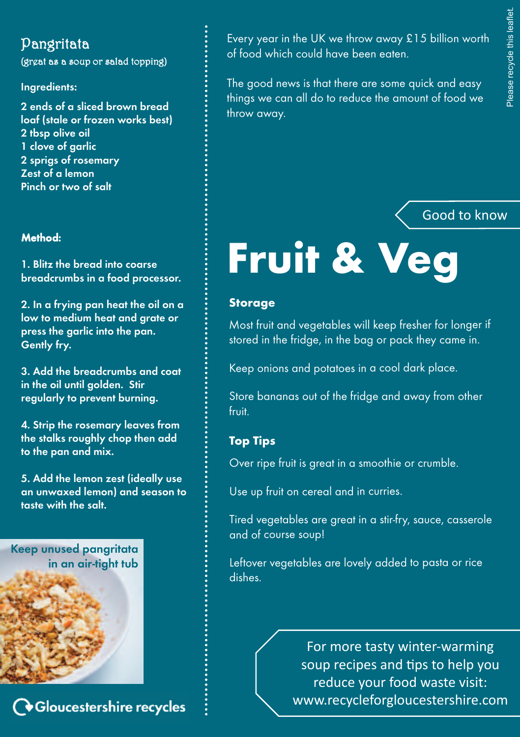## Pangritata

(great as a soup or salad topping)

**Ingredients:**

2 ends of a sliced brown bread loaf (stale or frozen works best)
2 tbsp olive oil
1 clove of garlic
2 sprigs of rosemary
Zest of a lemon
Pinch or two of salt

**Method:**

1. Blitz the bread into coarse breadcrumbs in a food processor.

2. In a frying pan heat the oil on a low to medium heat and grate or press the garlic into the pan. Gently fry.

3. Add the breadcrumbs and coat in the oil until golden. Stir regularly to prevent burning.

4. Strip the rosemary leaves from the stalks roughly chop then add to the pan and mix.

5. Add the lemon zest (ideally use an unwaxed lemon) and season to taste with the salt.

Keep unused pangritata in an air-tight tub

Gloucestershire recycles

Every year in the UK we throw away £15 billion worth of food which could have been eaten.

The good news is that there are some quick and easy things we can all do to reduce the amount of food we throw away.

Good to know

# Fruit & Veg

### Storage

Most fruit and vegetables will keep fresher for longer if stored in the fridge, in the bag or pack they came in.

Keep onions and potatoes in a cool dark place.

Store bananas out of the fridge and away from other fruit.

### Top Tips

Over ripe fruit is great in a smoothie or crumble.

Use up fruit on cereal and in curries.

Tired vegetables are great in a stir-fry, sauce, casserole and of course soup!

Leftover vegetables are lovely added to pasta or rice dishes.

For more tasty winter-warming soup recipes and tips to help you reduce your food waste visit: www.recycleforgloucestershire.com

Please recycle this leaflet.